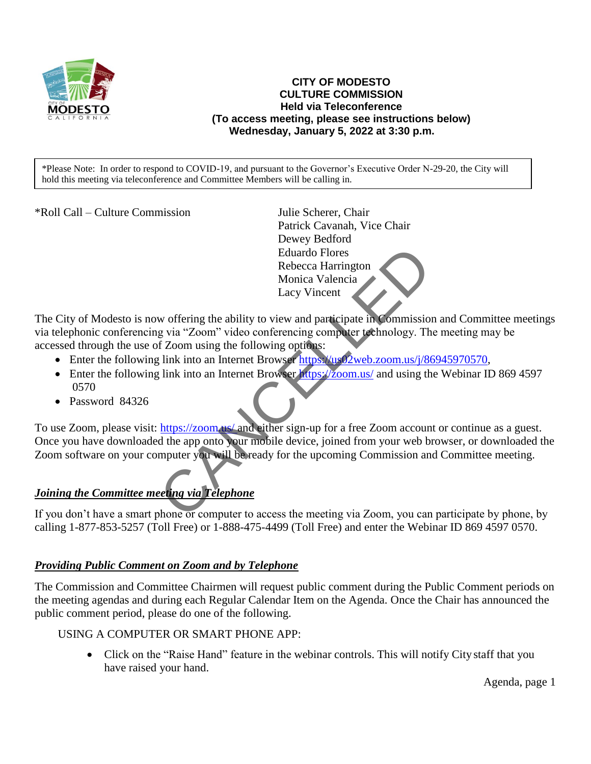**CITY OF MODESTO**
**CULTURE COMMISSION**
**Held via Teleconference**
**(To access meeting, please see instructions below)**
**Wednesday, January 5, 2022 at 3:30 p.m.**

*Please Note: In order to respond to COVID-19, and pursuant to the Governor's Executive Order N-29-20, the City will hold this meeting via teleconference and Committee Members will be calling in.

CANCELLED

*Roll Call – Culture Commission

Julie Scherer, Chair
Patrick Cavanah, Vice Chair
Dewey Bedford
Eduardo Flores
Rebecca Harrington
Monica Valencia
Lacy Vincent

The City of Modesto is now offering the ability to view and participate in Commission and Committee meetings via telephonic conferencing via "Zoom" video conferencing computer technology. The meeting may be accessed through the use of Zoom using the following options:

- Enter the following link into an Internet Browser https://us02web.zoom.us/j/86945970570,
- Enter the following link into an Internet Browser https://zoom.us/ and using the Webinar ID 869 4597 0570
- Password 84326

To use Zoom, please visit: https://zoom.us/ and either sign-up for a free Zoom account or continue as a guest. Once you have downloaded the app onto your mobile device, joined from your web browser, or downloaded the Zoom software on your computer you will be ready for the upcoming Commission and Committee meeting.

***Joining the Committee meeting via Telephone***

If you don't have a smart phone or computer to access the meeting via Zoom, you can participate by phone, by calling 1-877-853-5257 (Toll Free) or 1-888-475-4499 (Toll Free) and enter the Webinar ID 869 4597 0570.

***Providing Public Comment on Zoom and by Telephone***

The Commission and Committee Chairmen will request public comment during the Public Comment periods on the meeting agendas and during each Regular Calendar Item on the Agenda. Once the Chair has announced the public comment period, please do one of the following.

USING A COMPUTER OR SMART PHONE APP:

- Click on the "Raise Hand" feature in the webinar controls. This will notify City staff that you have raised your hand.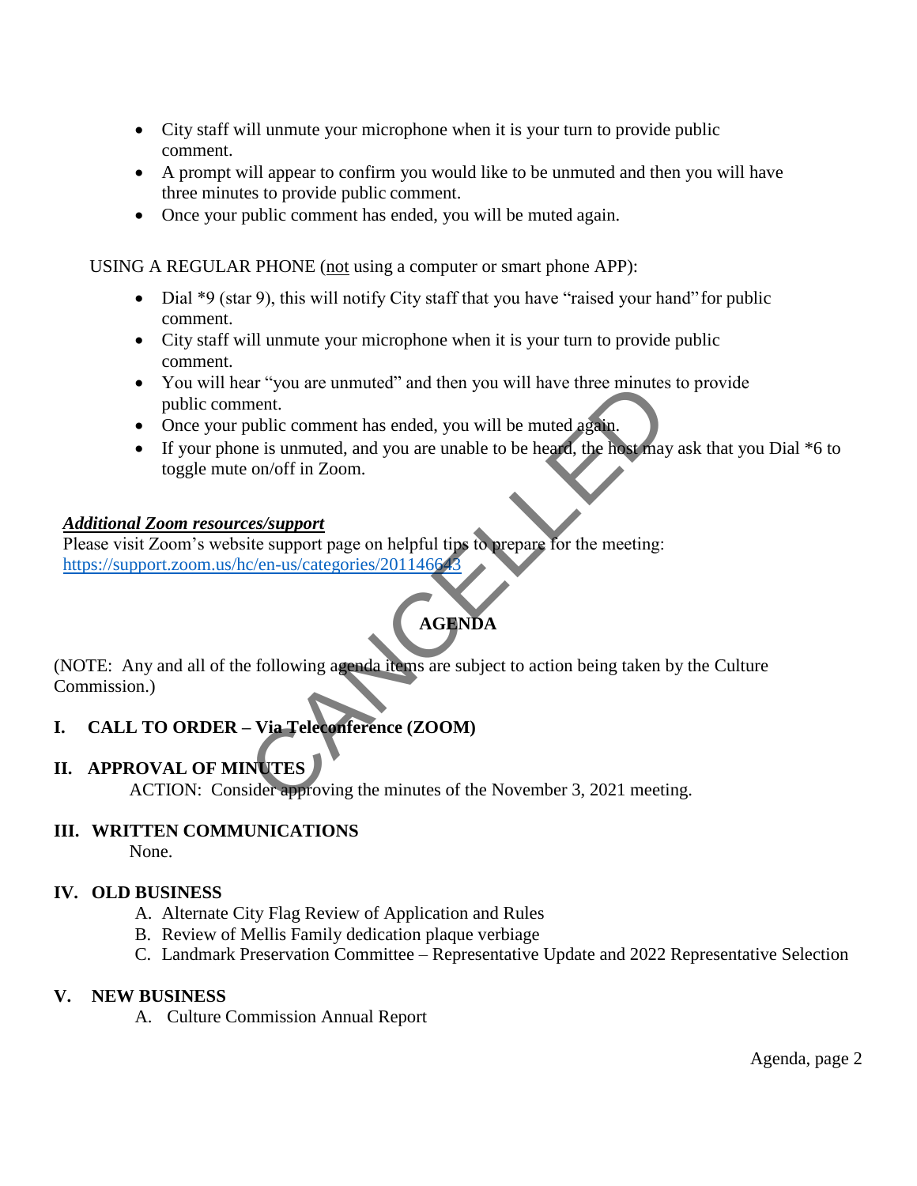- City staff will unmute your microphone when it is your turn to provide public comment.
- A prompt will appear to confirm you would like to be unmuted and then you will have three minutes to provide public comment.
- Once your public comment has ended, you will be muted again.

USING A REGULAR PHONE (not using a computer or smart phone APP):

- Dial *9 (star 9), this will notify City staff that you have "raised your hand" for public comment.
- City staff will unmute your microphone when it is your turn to provide public comment.
- You will hear "you are unmuted" and then you will have three minutes to provide public comment.
- Once your public comment has ended, you will be muted again.
- If your phone is unmuted, and you are unable to be heard, the host may ask that you Dial *6 to toggle mute on/off in Zoom.

***Additional Zoom resources/support***

Please visit Zoom's website support page on helpful tips to prepare for the meeting: https://support.zoom.us/hc/en-us/categories/201146643

CANCELLED

## AGENDA

(NOTE: Any and all of the following agenda items are subject to action being taken by the Culture Commission.)

**I. CALL TO ORDER – Via Teleconference (ZOOM)**

**II. APPROVAL OF MINUTES**

ACTION: Consider approving the minutes of the November 3, 2021 meeting.

**III. WRITTEN COMMUNICATIONS**

None.

**IV. OLD BUSINESS**

A. Alternate City Flag Review of Application and Rules

B. Review of Mellis Family dedication plaque verbiage

C. Landmark Preservation Committee – Representative Update and 2022 Representative Selection

**V. NEW BUSINESS**

A. Culture Commission Annual Report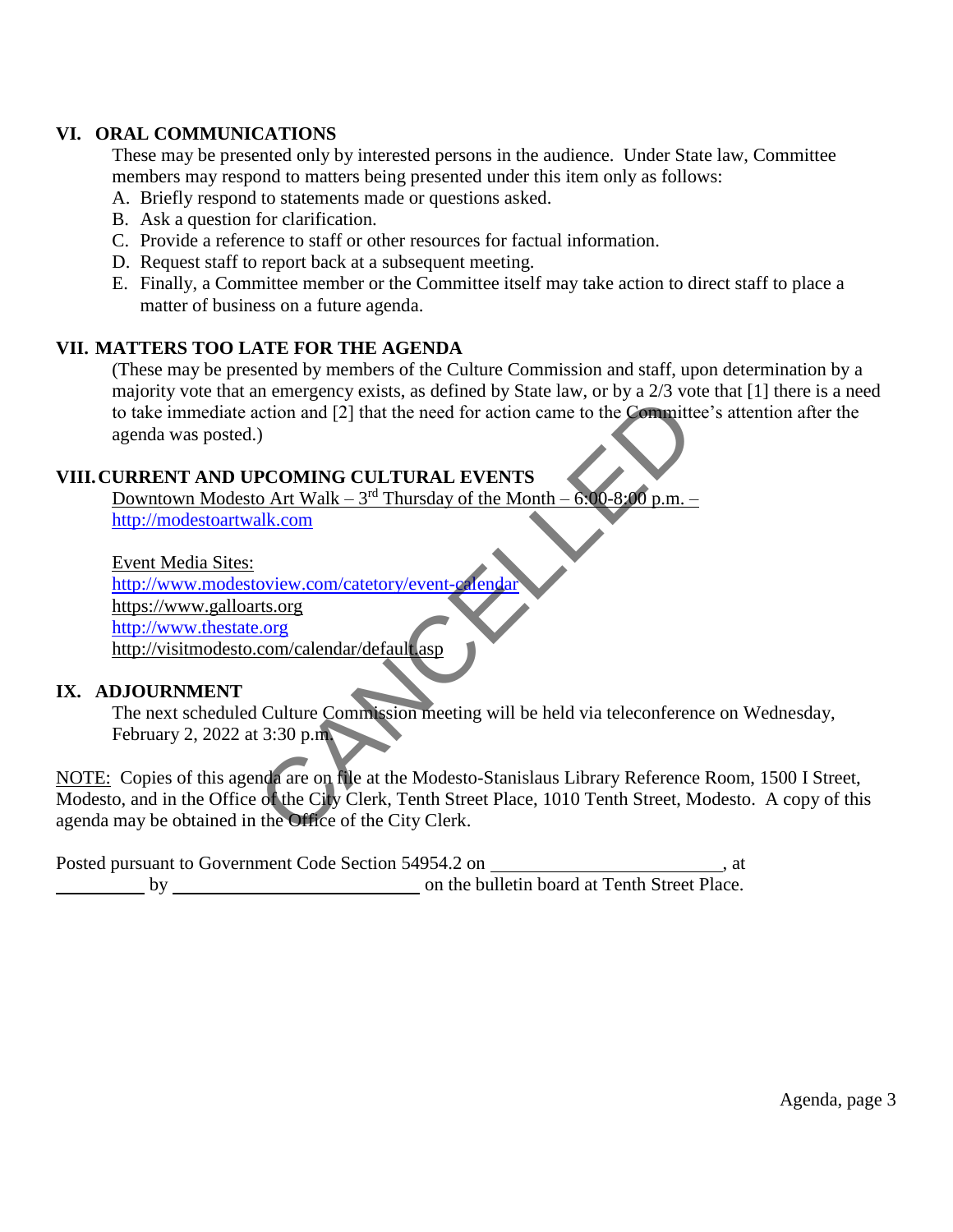## VI. ORAL COMMUNICATIONS

These may be presented only by interested persons in the audience. Under State law, Committee members may respond to matters being presented under this item only as follows:

A. Briefly respond to statements made or questions asked.
B. Ask a question for clarification.
C. Provide a reference to staff or other resources for factual information.
D. Request staff to report back at a subsequent meeting.
E. Finally, a Committee member or the Committee itself may take action to direct staff to place a matter of business on a future agenda.

## VII. MATTERS TOO LATE FOR THE AGENDA

(These may be presented by members of the Culture Commission and staff, upon determination by a majority vote that an emergency exists, as defined by State law, or by a 2/3 vote that [1] there is a need to take immediate action and [2] that the need for action came to the Committee's attention after the agenda was posted.)

## VIII. CURRENT AND UPCOMING CULTURAL EVENTS

Downtown Modesto Art Walk – 3rd Thursday of the Month – 6:00-8:00 p.m. – http://modestoartwalk.com

Event Media Sites:
http://www.modestoview.com/catetory/event-calendar
https://www.galloarts.org
http://www.thestate.org
http://visitmodesto.com/calendar/default.asp

## IX. ADJOURNMENT

The next scheduled Culture Commission meeting will be held via teleconference on Wednesday, February 2, 2022 at 3:30 p.m.

CANCELLED

NOTE: Copies of this agenda are on file at the Modesto-Stanislaus Library Reference Room, 1500 I Street, Modesto, and in the Office of the City Clerk, Tenth Street Place, 1010 Tenth Street, Modesto. A copy of this agenda may be obtained in the Office of the City Clerk.

Posted pursuant to Government Code Section 54954.2 on \_\_\_\_\_\_\_\_\_\_\_\_\_\_\_\_\_\_\_\_, at \_\_\_\_\_\_\_\_ by \_\_\_\_\_\_\_\_\_\_\_\_\_\_\_\_\_\_\_\_ on the bulletin board at Tenth Street Place.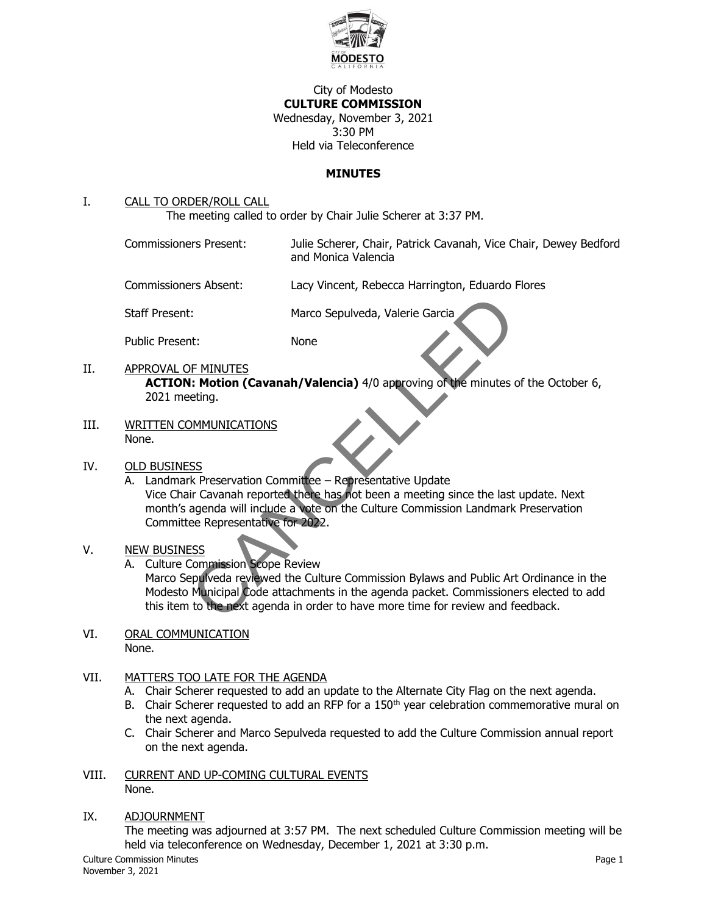City of Modesto
**CULTURE COMMISSION**
Wednesday, November 3, 2021
3:30 PM
Held via Teleconference

**MINUTES**

CANCELLED

I. CALL TO ORDER/ROLL CALL

The meeting called to order by Chair Julie Scherer at 3:37 PM.

| | |
|---|---|
| Commissioners Present: | Julie Scherer, Chair, Patrick Cavanah, Vice Chair, Dewey Bedford and Monica Valencia |
| Commissioners Absent: | Lacy Vincent, Rebecca Harrington, Eduardo Flores |
| Staff Present: | Marco Sepulveda, Valerie Garcia |
| Public Present: | None |

II. APPROVAL OF MINUTES

**ACTION: Motion (Cavanah/Valencia)** 4/0 approving of the minutes of the October 6, 2021 meeting.

III. WRITTEN COMMUNICATIONS

None.

IV. OLD BUSINESS

A. Landmark Preservation Committee – Representative Update
Vice Chair Cavanah reported there has not been a meeting since the last update. Next month's agenda will include a vote on the Culture Commission Landmark Preservation Committee Representative for 2022.

V. NEW BUSINESS

A. Culture Commission Scope Review
Marco Sepulveda reviewed the Culture Commission Bylaws and Public Art Ordinance in the Modesto Municipal Code attachments in the agenda packet. Commissioners elected to add this item to the next agenda in order to have more time for review and feedback.

VI. ORAL COMMUNICATION

None.

VII. MATTERS TOO LATE FOR THE AGENDA

A. Chair Scherer requested to add an update to the Alternate City Flag on the next agenda.
B. Chair Scherer requested to add an RFP for a 150th year celebration commemorative mural on the next agenda.
C. Chair Scherer and Marco Sepulveda requested to add the Culture Commission annual report on the next agenda.

VIII. CURRENT AND UP-COMING CULTURAL EVENTS

None.

IX. ADJOURNMENT

The meeting was adjourned at 3:57 PM. The next scheduled Culture Commission meeting will be held via teleconference on Wednesday, December 1, 2021 at 3:30 p.m.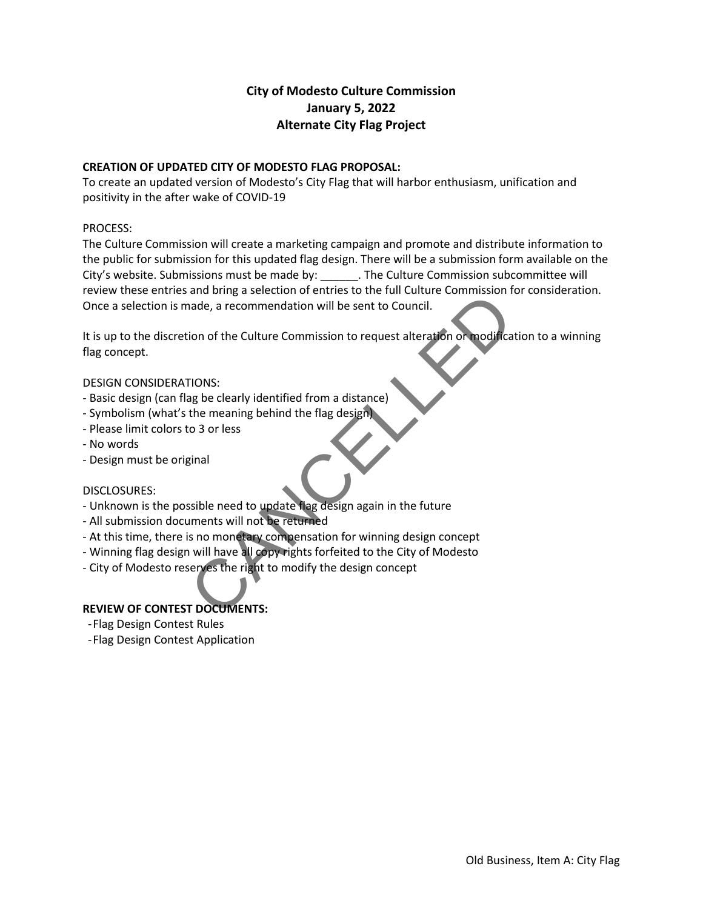**City of Modesto Culture Commission**
**January 5, 2022**
**Alternate City Flag Project**

**CREATION OF UPDATED CITY OF MODESTO FLAG PROPOSAL:**
To create an updated version of Modesto's City Flag that will harbor enthusiasm, unification and positivity in the after wake of COVID-19

PROCESS:
The Culture Commission will create a marketing campaign and promote and distribute information to the public for submission for this updated flag design. There will be a submission form available on the City's website. Submissions must be made by: ______. The Culture Commission subcommittee will review these entries and bring a selection of entries to the full Culture Commission for consideration. Once a selection is made, a recommendation will be sent to Council.

It is up to the discretion of the Culture Commission to request alteration or modification to a winning flag concept.

DESIGN CONSIDERATIONS:
- Basic design (can flag be clearly identified from a distance)
- Symbolism (what's the meaning behind the flag design)
- Please limit colors to 3 or less
- No words
- Design must be original

DISCLOSURES:
- Unknown is the possible need to update flag design again in the future
- All submission documents will not be returned
- At this time, there is no monetary compensation for winning design concept
- Winning flag design will have all copy rights forfeited to the City of Modesto
- City of Modesto reserves the right to modify the design concept

**REVIEW OF CONTEST DOCUMENTS:**
- Flag Design Contest Rules
- Flag Design Contest Application

CANCELLED

Old Business, Item A: City Flag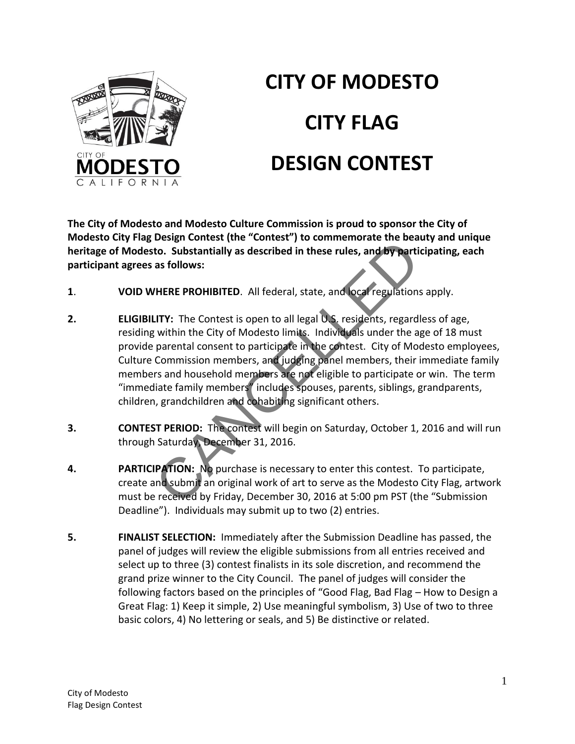# CITY OF MODESTO

# CITY FLAG

# DESIGN CONTEST

**The City of Modesto and Modesto Culture Commission is proud to sponsor the City of Modesto City Flag Design Contest (the "Contest") to commemorate the beauty and unique heritage of Modesto. Substantially as described in these rules, and by participating, each participant agrees as follows:**

CANCELLED

**1**. **VOID WHERE PROHIBITED**. All federal, state, and local regulations apply.

**2.** **ELIGIBILITY:** The Contest is open to all legal U.S. residents, regardless of age, residing within the City of Modesto limits. Individuals under the age of 18 must provide parental consent to participate in the contest. City of Modesto employees, Culture Commission members, and judging panel members, their immediate family members and household members are not eligible to participate or win. The term "immediate family members" includes spouses, parents, siblings, grandparents, children, grandchildren and cohabiting significant others.

**3.** **CONTEST PERIOD:** The contest will begin on Saturday, October 1, 2016 and will run through Saturday, December 31, 2016.

**4.** **PARTICIPATION:** No purchase is necessary to enter this contest. To participate, create and submit an original work of art to serve as the Modesto City Flag, artwork must be received by Friday, December 30, 2016 at 5:00 pm PST (the "Submission Deadline"). Individuals may submit up to two (2) entries.

**5.** **FINALIST SELECTION:** Immediately after the Submission Deadline has passed, the panel of judges will review the eligible submissions from all entries received and select up to three (3) contest finalists in its sole discretion, and recommend the grand prize winner to the City Council. The panel of judges will consider the following factors based on the principles of "Good Flag, Bad Flag – How to Design a Great Flag: 1) Keep it simple, 2) Use meaningful symbolism, 3) Use of two to three basic colors, 4) No lettering or seals, and 5) Be distinctive or related.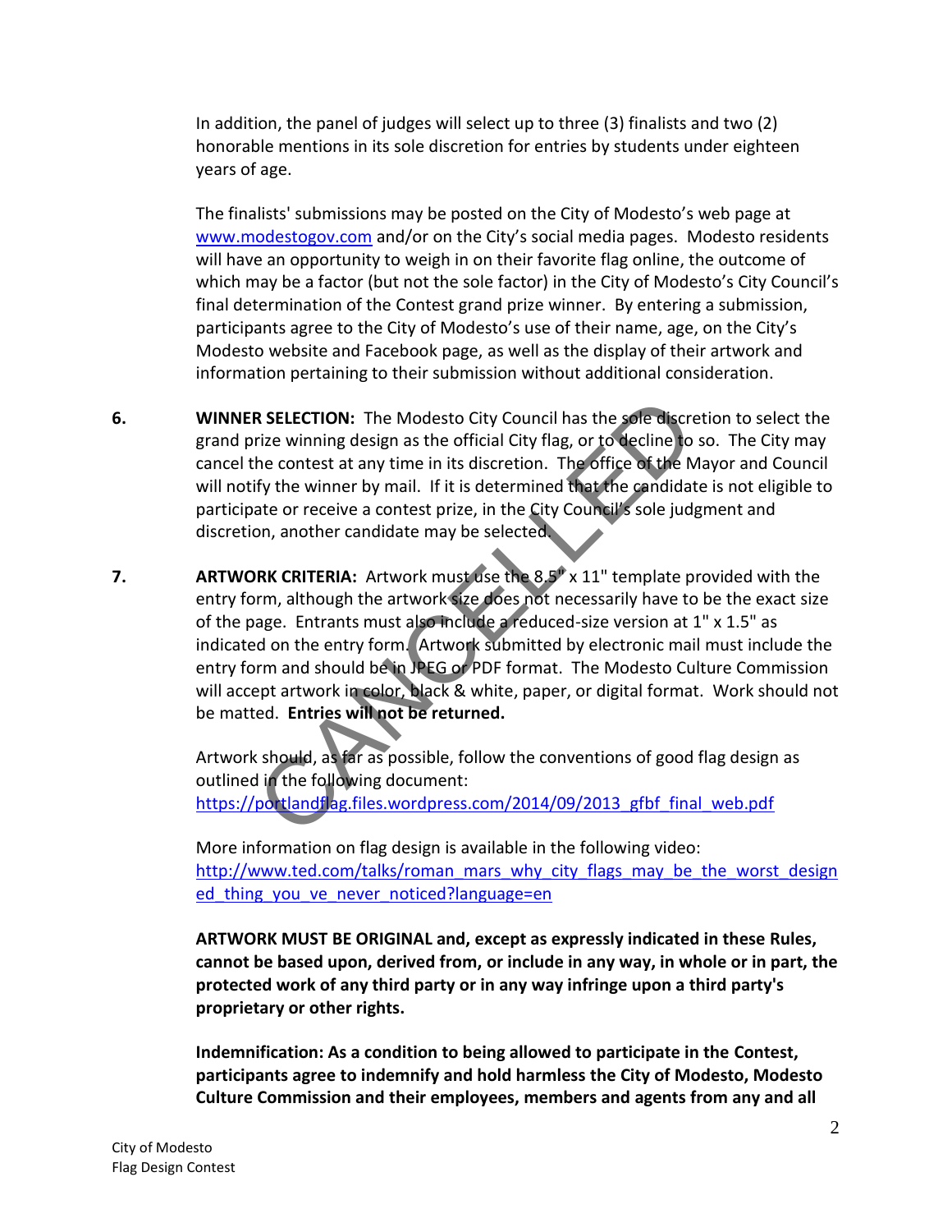In addition, the panel of judges will select up to three (3) finalists and two (2) honorable mentions in its sole discretion for entries by students under eighteen years of age.

The finalists' submissions may be posted on the City of Modesto's web page at www.modestogov.com and/or on the City's social media pages. Modesto residents will have an opportunity to weigh in on their favorite flag online, the outcome of which may be a factor (but not the sole factor) in the City of Modesto's City Council's final determination of the Contest grand prize winner. By entering a submission, participants agree to the City of Modesto's use of their name, age, on the City's Modesto website and Facebook page, as well as the display of their artwork and information pertaining to their submission without additional consideration.

6. **WINNER SELECTION:** The Modesto City Council has the sole discretion to select the grand prize winning design as the official City flag, or to decline to so. The City may cancel the contest at any time in its discretion. The office of the Mayor and Council will notify the winner by mail. If it is determined that the candidate is not eligible to participate or receive a contest prize, in the City Council's sole judgment and discretion, another candidate may be selected.

7. **ARTWORK CRITERIA:** Artwork must use the 8.5" x 11" template provided with the entry form, although the artwork size does not necessarily have to be the exact size of the page. Entrants must also include a reduced-size version at 1" x 1.5" as indicated on the entry form. Artwork submitted by electronic mail must include the entry form and should be in JPEG or PDF format. The Modesto Culture Commission will accept artwork in color, black & white, paper, or digital format. Work should not be matted. **Entries will not be returned.**

   Artwork should, as far as possible, follow the conventions of good flag design as outlined in the following document: https://portlandflag.files.wordpress.com/2014/09/2013_gfbf_final_web.pdf

   More information on flag design is available in the following video: http://www.ted.com/talks/roman_mars_why_city_flags_may_be_the_worst_designed_thing_you_ve_never_noticed?language=en

   **ARTWORK MUST BE ORIGINAL and, except as expressly indicated in these Rules, cannot be based upon, derived from, or include in any way, in whole or in part, the protected work of any third party or in any way infringe upon a third party's proprietary or other rights.**

   **Indemnification: As a condition to being allowed to participate in the Contest, participants agree to indemnify and hold harmless the City of Modesto, Modesto Culture Commission and their employees, members and agents from any and all**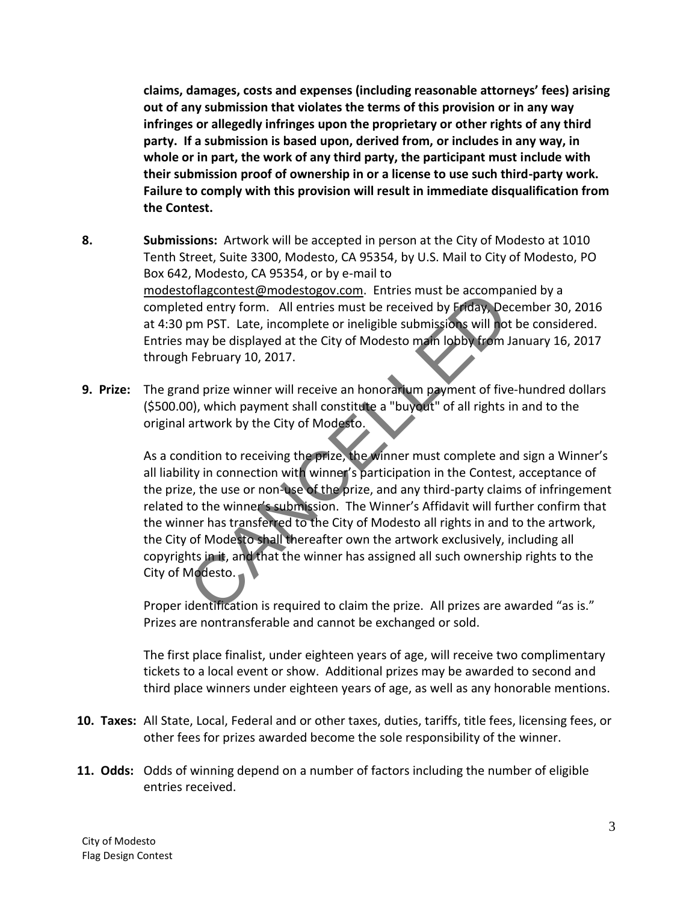**claims, damages, costs and expenses (including reasonable attorneys' fees) arising out of any submission that violates the terms of this provision or in any way infringes or allegedly infringes upon the proprietary or other rights of any third party. If a submission is based upon, derived from, or includes in any way, in whole or in part, the work of any third party, the participant must include with their submission proof of ownership in or a license to use such third-party work. Failure to comply with this provision will result in immediate disqualification from the Contest.**

**8. Submissions:** Artwork will be accepted in person at the City of Modesto at 1010 Tenth Street, Suite 3300, Modesto, CA 95354, by U.S. Mail to City of Modesto, PO Box 642, Modesto, CA 95354, or by e-mail to modestoflagcontest@modestogov.com. Entries must be accompanied by a completed entry form. All entries must be received by Friday, December 30, 2016 at 4:30 pm PST. Late, incomplete or ineligible submissions will not be considered. Entries may be displayed at the City of Modesto main lobby from January 16, 2017 through February 10, 2017.

**9. Prize:** The grand prize winner will receive an honorarium payment of five-hundred dollars ($500.00), which payment shall constitute a "buyout" of all rights in and to the original artwork by the City of Modesto.

As a condition to receiving the prize, the winner must complete and sign a Winner's all liability in connection with winner's participation in the Contest, acceptance of the prize, the use or non-use of the prize, and any third-party claims of infringement related to the winner's submission. The Winner's Affidavit will further confirm that the winner has transferred to the City of Modesto all rights in and to the artwork, the City of Modesto shall thereafter own the artwork exclusively, including all copyrights in it, and that the winner has assigned all such ownership rights to the City of Modesto.

Proper identification is required to claim the prize. All prizes are awarded "as is." Prizes are nontransferable and cannot be exchanged or sold.

The first place finalist, under eighteen years of age, will receive two complimentary tickets to a local event or show. Additional prizes may be awarded to second and third place winners under eighteen years of age, as well as any honorable mentions.

**10. Taxes:** All State, Local, Federal and or other taxes, duties, tariffs, title fees, licensing fees, or other fees for prizes awarded become the sole responsibility of the winner.

**11. Odds:** Odds of winning depend on a number of factors including the number of eligible entries received.

CANCELLED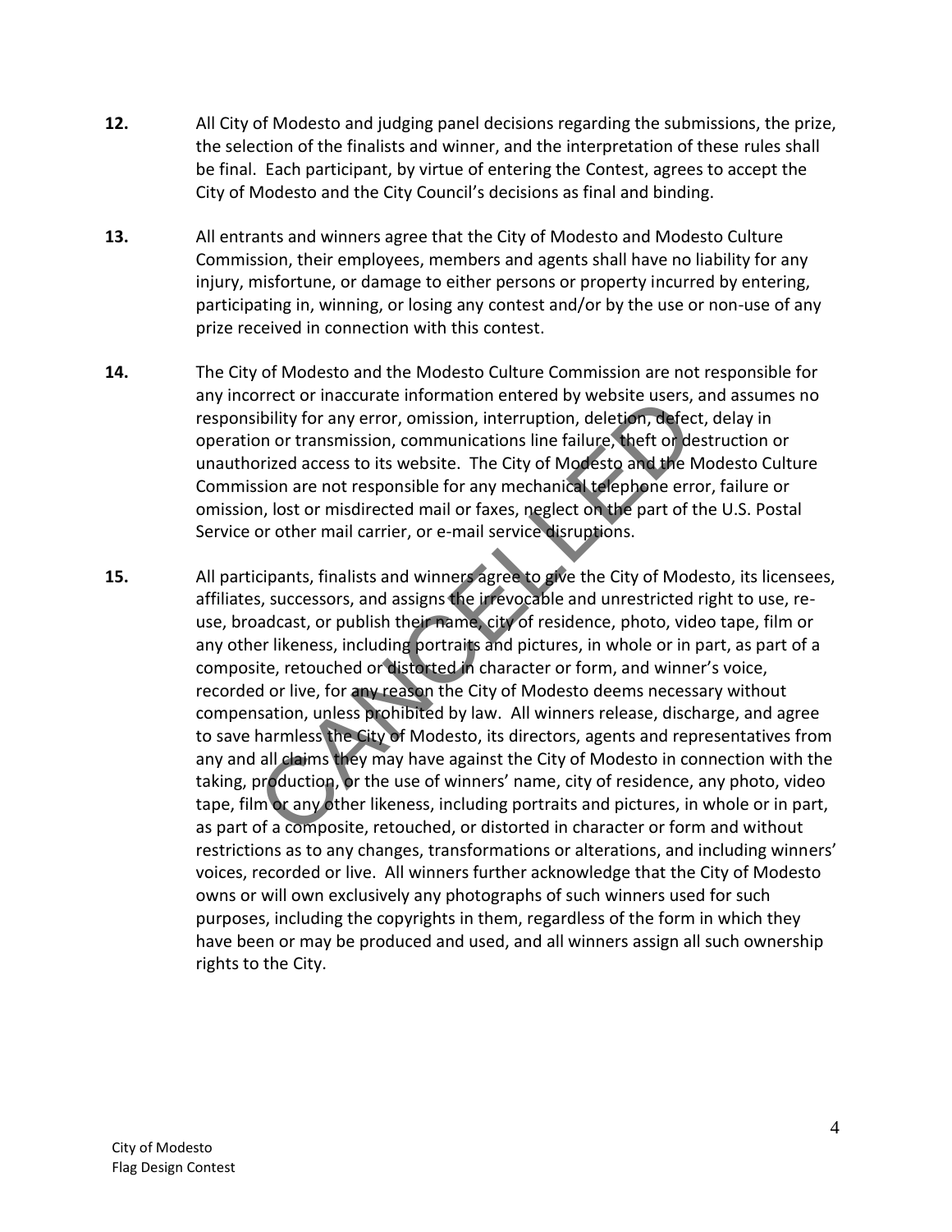**12.** All City of Modesto and judging panel decisions regarding the submissions, the prize, the selection of the finalists and winner, and the interpretation of these rules shall be final. Each participant, by virtue of entering the Contest, agrees to accept the City of Modesto and the City Council's decisions as final and binding.

**13.** All entrants and winners agree that the City of Modesto and Modesto Culture Commission, their employees, members and agents shall have no liability for any injury, misfortune, or damage to either persons or property incurred by entering, participating in, winning, or losing any contest and/or by the use or non-use of any prize received in connection with this contest.

**14.** The City of Modesto and the Modesto Culture Commission are not responsible for any incorrect or inaccurate information entered by website users, and assumes no responsibility for any error, omission, interruption, deletion, defect, delay in operation or transmission, communications line failure, theft or destruction or unauthorized access to its website. The City of Modesto and the Modesto Culture Commission are not responsible for any mechanical telephone error, failure or omission, lost or misdirected mail or faxes, neglect on the part of the U.S. Postal Service or other mail carrier, or e-mail service disruptions.

**15.** All participants, finalists and winners agree to give the City of Modesto, its licensees, affiliates, successors, and assigns the irrevocable and unrestricted right to use, re-use, broadcast, or publish their name, city of residence, photo, video tape, film or any other likeness, including portraits and pictures, in whole or in part, as part of a composite, retouched or distorted in character or form, and winner's voice, recorded or live, for any reason the City of Modesto deems necessary without compensation, unless prohibited by law. All winners release, discharge, and agree to save harmless the City of Modesto, its directors, agents and representatives from any and all claims they may have against the City of Modesto in connection with the taking, production, or the use of winners' name, city of residence, any photo, video tape, film or any other likeness, including portraits and pictures, in whole or in part, as part of a composite, retouched, or distorted in character or form and without restrictions as to any changes, transformations or alterations, and including winners' voices, recorded or live. All winners further acknowledge that the City of Modesto owns or will own exclusively any photographs of such winners used for such purposes, including the copyrights in them, regardless of the form in which they have been or may be produced and used, and all winners assign all such ownership rights to the City.

CANCELLED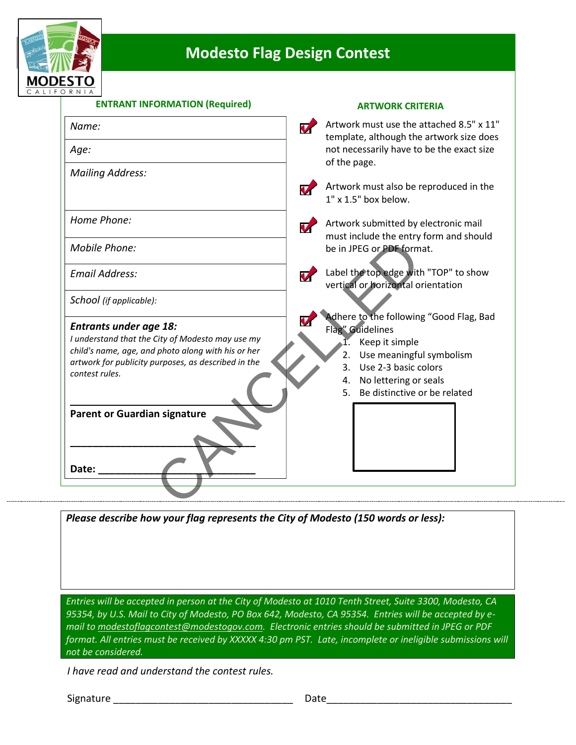MODESTO
CALIFORNIA

# Modesto Flag Design Contest

**ENTRANT INFORMATION (Required)**

*Name:*

*Age:*

*Mailing Address:*

*Home Phone:*

*Mobile Phone:*

*Email Address:*

*School (if applicable):*

***Entrants under age 18:***
*I understand that the City of Modesto may use my child's name, age, and photo along with his or her artwork for publicity purposes, as described in the contest rules.*

\_\_\_\_\_\_\_\_\_\_\_\_\_\_\_\_\_\_\_\_\_\_\_\_\_\_\_\_\_\_\_\_\_\_

**Parent or Guardian signature**

\_\_\_\_\_\_\_\_\_\_\_\_\_\_\_\_\_\_\_\_\_\_\_\_\_\_\_\_\_\_\_\_\_\_

**Date:** \_\_\_\_\_\_\_\_\_\_\_\_\_\_\_\_\_\_\_\_\_\_\_\_\_\_\_\_

**ARTWORK CRITERIA**

- Artwork must use the attached 8.5" x 11" template, although the artwork size does not necessarily have to be the exact size of the page.
- Artwork must also be reproduced in the 1" x 1.5" box below.
- Artwork submitted by electronic mail must include the entry form and should be in JPEG or PDF format.
- Label the top edge with "TOP" to show vertical or horizontal orientation
- Adhere to the following "Good Flag, Bad Flag" Guidelines
  1. Keep it simple
  2. Use meaningful symbolism
  3. Use 2-3 basic colors
  4. No lettering or seals
  5. Be distinctive or be related

CANCELLED

***Please describe how your flag represents the City of Modesto (150 words or less):***

*Entries will be accepted in person at the City of Modesto at 1010 Tenth Street, Suite 3300, Modesto, CA 95354, by U.S. Mail to City of Modesto, PO Box 642, Modesto, CA 95354. Entries will be accepted by e-mail to modestoflagcontest@modestogov.com. Electronic entries should be submitted in JPEG or PDF format. All entries must be received by XXXXX 4:30 pm PST. Late, incomplete or ineligible submissions will not be considered.*

*I have read and understand the contest rules.*

Signature \_\_\_\_\_\_\_\_\_\_\_\_\_\_\_\_\_\_\_\_\_\_\_\_\_\_\_\_\_\_\_\_ Date\_\_\_\_\_\_\_\_\_\_\_\_\_\_\_\_\_\_\_\_\_\_\_\_\_\_\_\_\_\_\_\_\_\_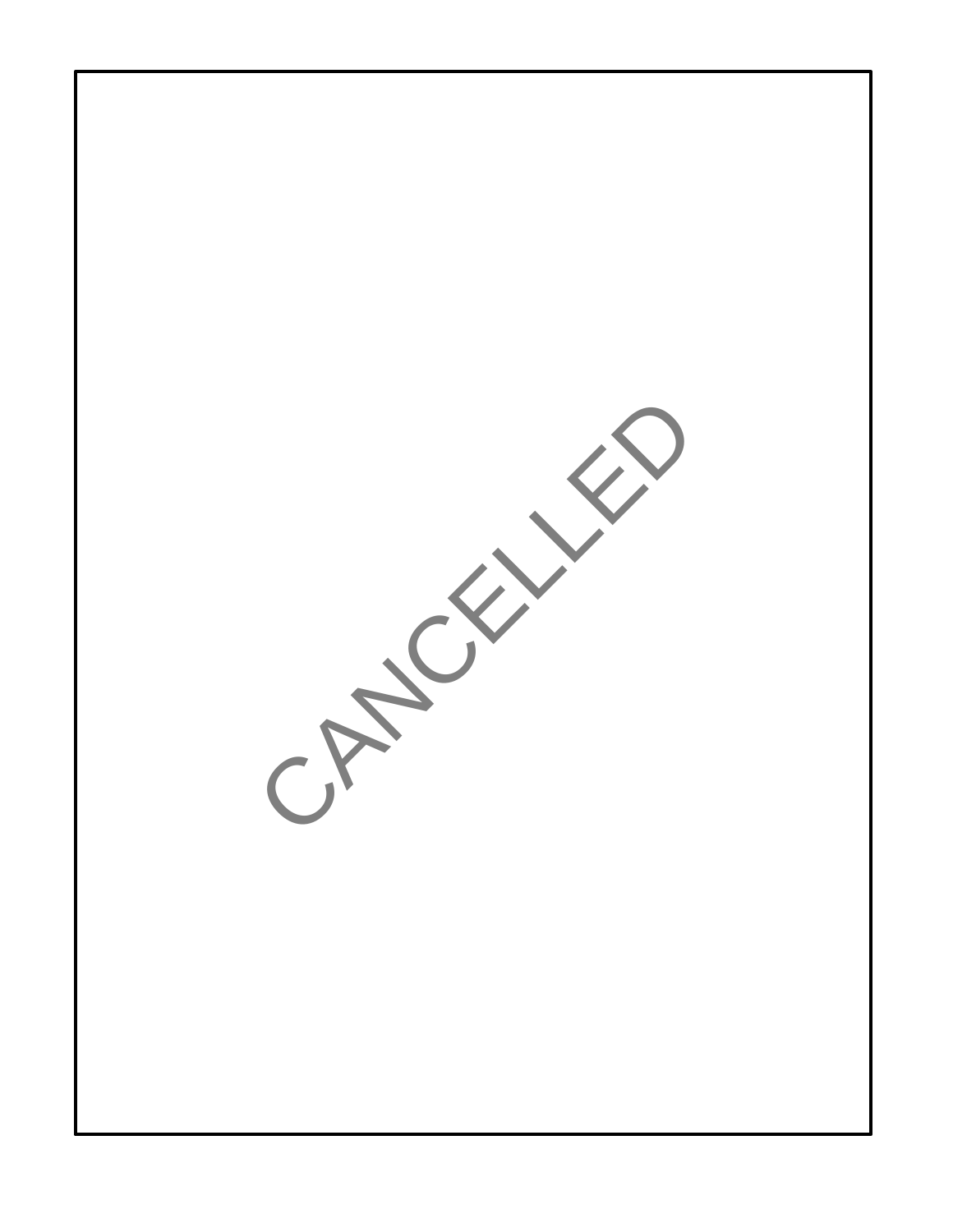CANCELLED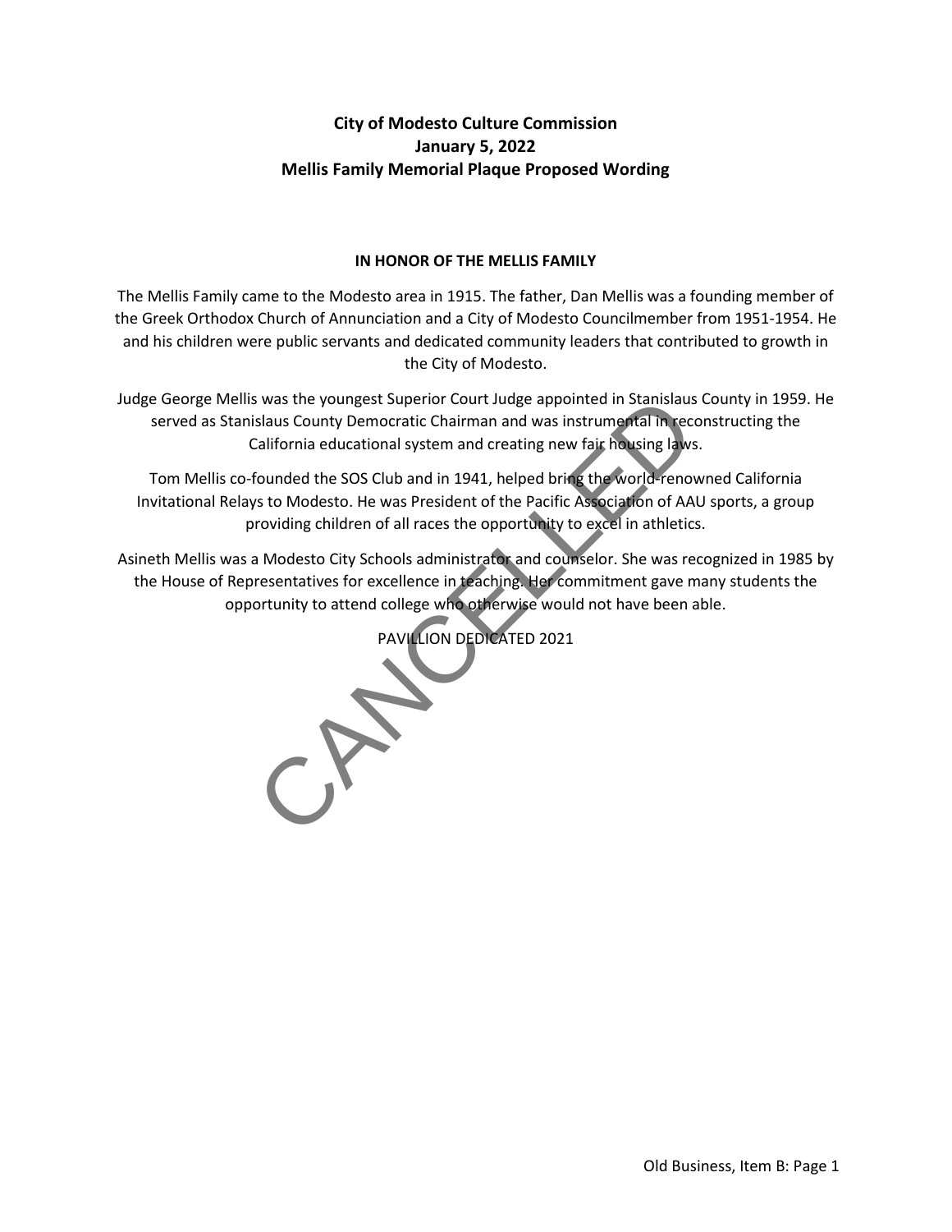**City of Modesto Culture Commission**
**January 5, 2022**
**Mellis Family Memorial Plaque Proposed Wording**

**IN HONOR OF THE MELLIS FAMILY**

The Mellis Family came to the Modesto area in 1915. The father, Dan Mellis was a founding member of the Greek Orthodox Church of Annunciation and a City of Modesto Councilmember from 1951-1954. He and his children were public servants and dedicated community leaders that contributed to growth in the City of Modesto.

Judge George Mellis was the youngest Superior Court Judge appointed in Stanislaus County in 1959. He served as Stanislaus County Democratic Chairman and was instrumental in reconstructing the California educational system and creating new fair housing laws.

Tom Mellis co-founded the SOS Club and in 1941, helped bring the world-renowned California Invitational Relays to Modesto. He was President of the Pacific Association of AAU sports, a group providing children of all races the opportunity to excel in athletics.

Asineth Mellis was a Modesto City Schools administrator and counselor. She was recognized in 1985 by the House of Representatives for excellence in teaching. Her commitment gave many students the opportunity to attend college who otherwise would not have been able.

PAVILLION DEDICATED 2021

CANCELLED

Old Business, Item B: Page 1